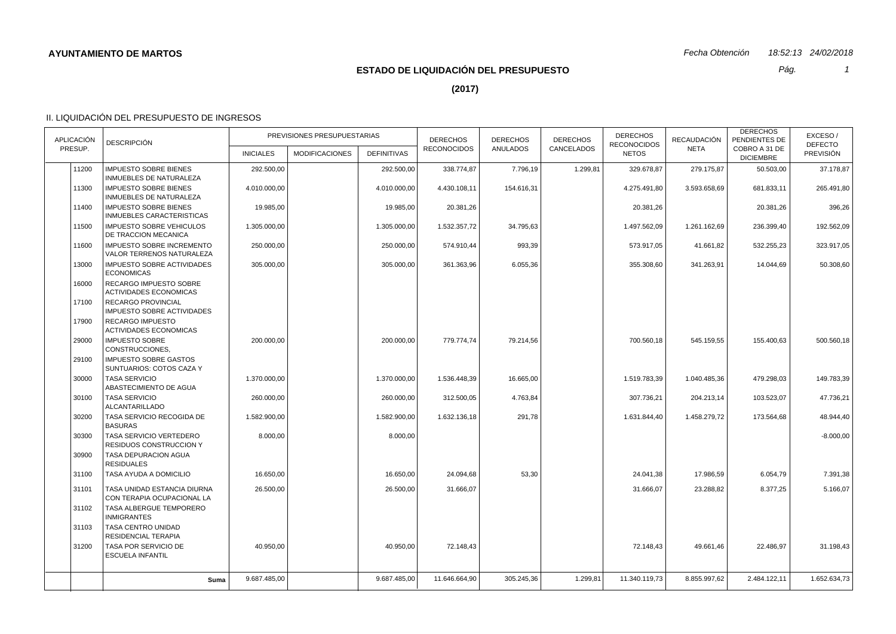**AYUNTAMIENTO DE MARTOS**

*Fecha Obtención 18:52:13 24/02/2018*

## ESTADO DE LIQUIDACIÓN DEL PRESUPUESTO

**(2017)**

II. LIQUIDACIÓN DEL PRESUPUESTO DE INGRESOS

| APLICACIÓN PRESUP. | DESCRIPCIÓN | PREVISIONES PRESUPUESTARIAS | | | DERECHOS RECONOCIDOS | DERECHOS ANULADOS | DERECHOS CANCELADOS | DERECHOS RECONOCIDOS NETOS | RECAUDACIÓN NETA | DERECHOS PENDIENTES DE COBRO A 31 DE DICIEMBRE | EXCESO / DEFECTO PREVISIÓN |
|---|---|---|---|---|---|---|---|---|---|---|---|
| | | INICIALES | MODIFICACIONES | DEFINITIVAS | | | | | | | |
| 11200 | IMPUESTO SOBRE BIENES INMUEBLES DE NATURALEZA | 292.500,00 | | 292.500,00 | 338.774,87 | 7.796,19 | 1.299,81 | 329.678,87 | 279.175,87 | 50.503,00 | 37.178,87 |
| 11300 | IMPUESTO SOBRE BIENES INMUEBLES DE NATURALEZA | 4.010.000,00 | | 4.010.000,00 | 4.430.108,11 | 154.616,31 | | 4.275.491,80 | 3.593.658,69 | 681.833,11 | 265.491,80 |
| 11400 | IMPUESTO SOBRE BIENES INMUEBLES CARACTERISTICAS | 19.985,00 | | 19.985,00 | 20.381,26 | | | 20.381,26 | | 20.381,26 | 396,26 |
| 11500 | IMPUESTO SOBRE VEHICULOS DE TRACCION MECANICA | 1.305.000,00 | | 1.305.000,00 | 1.532.357,72 | 34.795,63 | | 1.497.562,09 | 1.261.162,69 | 236.399,40 | 192.562,09 |
| 11600 | IMPUESTO SOBRE INCREMENTO VALOR TERRENOS NATURALEZA | 250.000,00 | | 250.000,00 | 574.910,44 | 993,39 | | 573.917,05 | 41.661,82 | 532.255,23 | 323.917,05 |
| 13000 | IMPUESTO SOBRE ACTIVIDADES ECONOMICAS | 305.000,00 | | 305.000,00 | 361.363,96 | 6.055,36 | | 355.308,60 | 341.263,91 | 14.044,69 | 50.308,60 |
| 16000 | RECARGO IMPUESTO SOBRE ACTIVIDADES ECONOMICAS | | | | | | | | | | |
| 17100 | RECARGO PROVINCIAL IMPUESTO SOBRE ACTIVIDADES | | | | | | | | | | |
| 17900 | RECARGO IMPUESTO ACTIVIDADES ECONOMICAS | | | | | | | | | | |
| 29000 | IMPUESTO SOBRE CONSTRUCCIONES, | 200.000,00 | | 200.000,00 | 779.774,74 | 79.214,56 | | 700.560,18 | 545.159,55 | 155.400,63 | 500.560,18 |
| 29100 | IMPUESTO SOBRE GASTOS SUNTUARIOS: COTOS CAZA Y | | | | | | | | | | |
| 30000 | TASA SERVICIO ABASTECIMIENTO DE AGUA | 1.370.000,00 | | 1.370.000,00 | 1.536.448,39 | 16.665,00 | | 1.519.783,39 | 1.040.485,36 | 479.298,03 | 149.783,39 |
| 30100 | TASA SERVICIO ALCANTARILLADO | 260.000,00 | | 260.000,00 | 312.500,05 | 4.763,84 | | 307.736,21 | 204.213,14 | 103.523,07 | 47.736,21 |
| 30200 | TASA SERVICIO RECOGIDA DE BASURAS | 1.582.900,00 | | 1.582.900,00 | 1.632.136,18 | 291,78 | | 1.631.844,40 | 1.458.279,72 | 173.564,68 | 48.944,40 |
| 30300 | TASA SERVICIO VERTEDERO RESIDUOS CONSTRUCCION Y | 8.000,00 | | 8.000,00 | | | | | | | -8.000,00 |
| 30900 | TASA DEPURACION AGUA RESIDUALES | | | | | | | | | | |
| 31100 | TASA AYUDA A DOMICILIO | 16.650,00 | | 16.650,00 | 24.094,68 | 53,30 | | 24.041,38 | 17.986,59 | 6.054,79 | 7.391,38 |
| 31101 | TASA UNIDAD ESTANCIA DIURNA CON TERAPIA OCUPACIONAL LA | 26.500,00 | | 26.500,00 | 31.666,07 | | | 31.666,07 | 23.288,82 | 8.377,25 | 5.166,07 |
| 31102 | TASA ALBERGUE TEMPORERO INMIGRANTES | | | | | | | | | | |
| 31103 | TASA CENTRO UNIDAD RESIDENCIAL TERAPIA | | | | | | | | | | |
| 31200 | TASA POR SERVICIO DE ESCUELA INFANTIL | 40.950,00 | | 40.950,00 | 72.148,43 | | | 72.148,43 | 49.661,46 | 22.486,97 | 31.198,43 |
| | **Suma** | 9.687.485,00 | | 9.687.485,00 | 11.646.664,90 | 305.245,36 | 1.299,81 | 11.340.119,73 | 8.855.997,62 | 2.484.122,11 | 1.652.634,73 |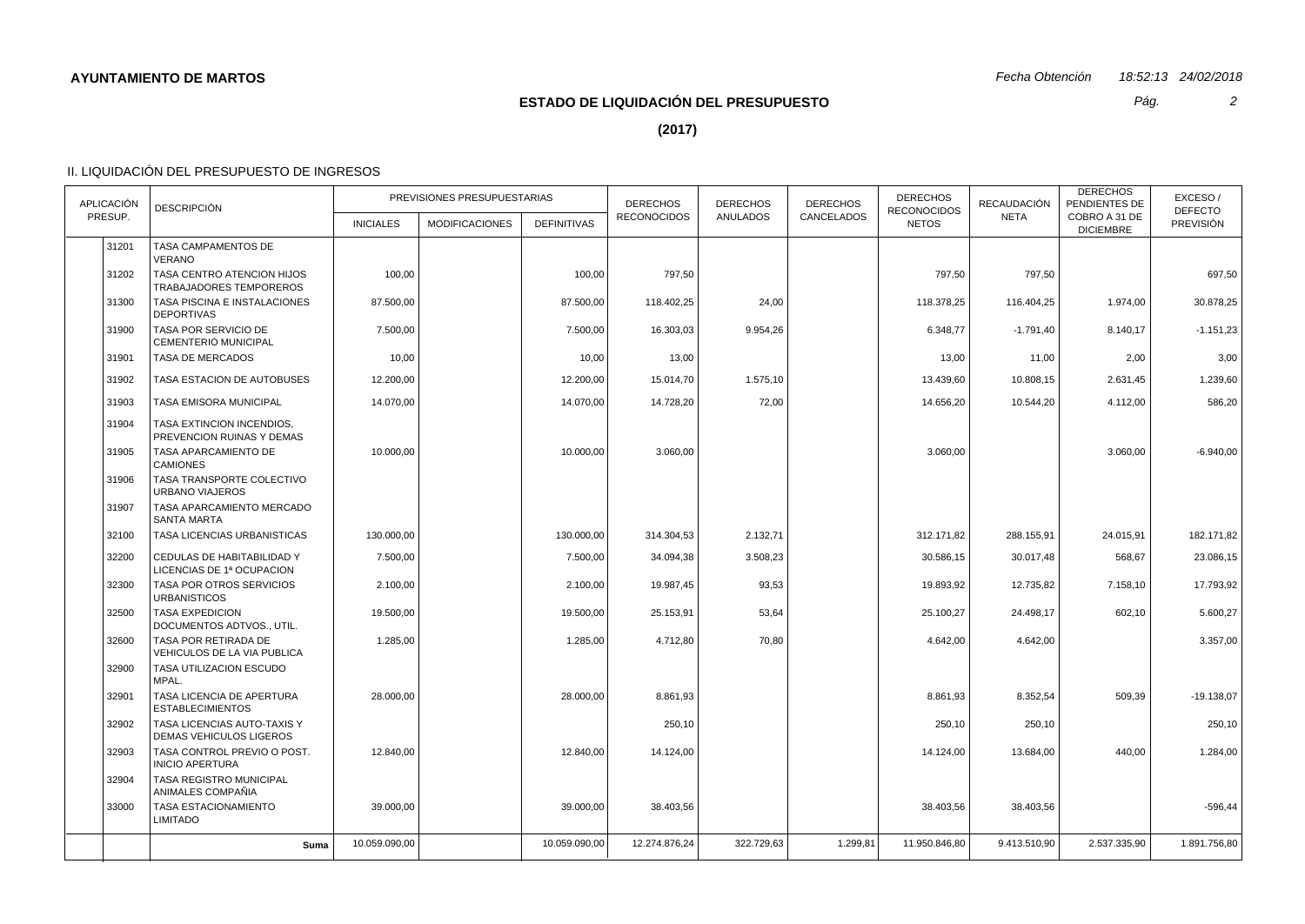**AYUNTAMIENTO DE MARTOS**

*Fecha Obtención 18:52:13 24/02/2018*

## ESTADO DE LIQUIDACIÓN DEL PRESUPUESTO

**(2017)**

### II. LIQUIDACIÓN DEL PRESUPUESTO DE INGRESOS

| APLICACIÓN PRESUP. | | DESCRIPCIÓN | PREVISIONES PRESUPUESTARIAS | | | DERECHOS RECONOCIDOS | DERECHOS ANULADOS | DERECHOS CANCELADOS | DERECHOS RECONOCIDOS NETOS | RECAUDACIÓN NETA | DERECHOS PENDIENTES DE COBRO A 31 DE DICIEMBRE | EXCESO / DEFECTO PREVISIÓN |
|---|---|---|---|---|---|---|---|---|---|---|---|---|
| | | | INICIALES | MODIFICACIONES | DEFINITIVAS | | | | | | | |
| | 31201 | TASA CAMPAMENTOS DE VERANO | | | | | | | | | | |
| | 31202 | TASA CENTRO ATENCION HIJOS TRABAJADORES TEMPOREROS | 100,00 | | 100,00 | 797,50 | | | 797,50 | 797,50 | | 697,50 |
| | 31300 | TASA PISCINA E INSTALACIONES DEPORTIVAS | 87.500,00 | | 87.500,00 | 118.402,25 | 24,00 | | 118.378,25 | 116.404,25 | 1.974,00 | 30.878,25 |
| | 31900 | TASA POR SERVICIO DE CEMENTERIO MUNICIPAL | 7.500,00 | | 7.500,00 | 16.303,03 | 9.954,26 | | 6.348,77 | -1.791,40 | 8.140,17 | -1.151,23 |
| | 31901 | TASA DE MERCADOS | 10,00 | | 10,00 | 13,00 | | | 13,00 | 11,00 | 2,00 | 3,00 |
| | 31902 | TASA ESTACION DE AUTOBUSES | 12.200,00 | | 12.200,00 | 15.014,70 | 1.575,10 | | 13.439,60 | 10.808,15 | 2.631,45 | 1.239,60 |
| | 31903 | TASA EMISORA MUNICIPAL | 14.070,00 | | 14.070,00 | 14.728,20 | 72,00 | | 14.656,20 | 10.544,20 | 4.112,00 | 586,20 |
| | 31904 | TASA EXTINCION INCENDIOS, PREVENCION RUINAS Y DEMAS | | | | | | | | | | |
| | 31905 | TASA APARCAMIENTO DE CAMIONES | 10.000,00 | | 10.000,00 | 3.060,00 | | | 3.060,00 | | 3.060,00 | -6.940,00 |
| | 31906 | TASA TRANSPORTE COLECTIVO URBANO VIAJEROS | | | | | | | | | | |
| | 31907 | TASA APARCAMIENTO MERCADO SANTA MARTA | | | | | | | | | | |
| | 32100 | TASA LICENCIAS URBANISTICAS | 130.000,00 | | 130.000,00 | 314.304,53 | 2.132,71 | | 312.171,82 | 288.155,91 | 24.015,91 | 182.171,82 |
| | 32200 | CEDULAS DE HABITABILIDAD Y LICENCIAS DE 1ª OCUPACION | 7.500,00 | | 7.500,00 | 34.094,38 | 3.508,23 | | 30.586,15 | 30.017,48 | 568,67 | 23.086,15 |
| | 32300 | TASA POR OTROS SERVICIOS URBANISTICOS | 2.100,00 | | 2.100,00 | 19.987,45 | 93,53 | | 19.893,92 | 12.735,82 | 7.158,10 | 17.793,92 |
| | 32500 | TASA EXPEDICION DOCUMENTOS ADTVOS., UTIL. | 19.500,00 | | 19.500,00 | 25.153,91 | 53,64 | | 25.100,27 | 24.498,17 | 602,10 | 5.600,27 |
| | 32600 | TASA POR RETIRADA DE VEHICULOS DE LA VIA PUBLICA | 1.285,00 | | 1.285,00 | 4.712,80 | 70,80 | | 4.642,00 | 4.642,00 | | 3.357,00 |
| | 32900 | TASA UTILIZACION ESCUDO MPAL. | | | | | | | | | | |
| | 32901 | TASA LICENCIA DE APERTURA ESTABLECIMIENTOS | 28.000,00 | | 28.000,00 | 8.861,93 | | | 8.861,93 | 8.352,54 | 509,39 | -19.138,07 |
| | 32902 | TASA LICENCIAS AUTO-TAXIS Y DEMAS VEHICULOS LIGEROS | | | | 250,10 | | | 250,10 | 250,10 | | 250,10 |
| | 32903 | TASA CONTROL PREVIO O POST. INICIO APERTURA | 12.840,00 | | 12.840,00 | 14.124,00 | | | 14.124,00 | 13.684,00 | 440,00 | 1.284,00 |
| | 32904 | TASA REGISTRO MUNICIPAL ANIMALES COMPAÑIA | | | | | | | | | | |
| | 33000 | TASA ESTACIONAMIENTO LIMITADO | 39.000,00 | | 39.000,00 | 38.403,56 | | | 38.403,56 | 38.403,56 | | -596,44 |
| | | **Suma** | 10.059.090,00 | | 10.059.090,00 | 12.274.876,24 | 322.729,63 | 1.299,81 | 11.950.846,80 | 9.413.510,90 | 2.537.335,90 | 1.891.756,80 |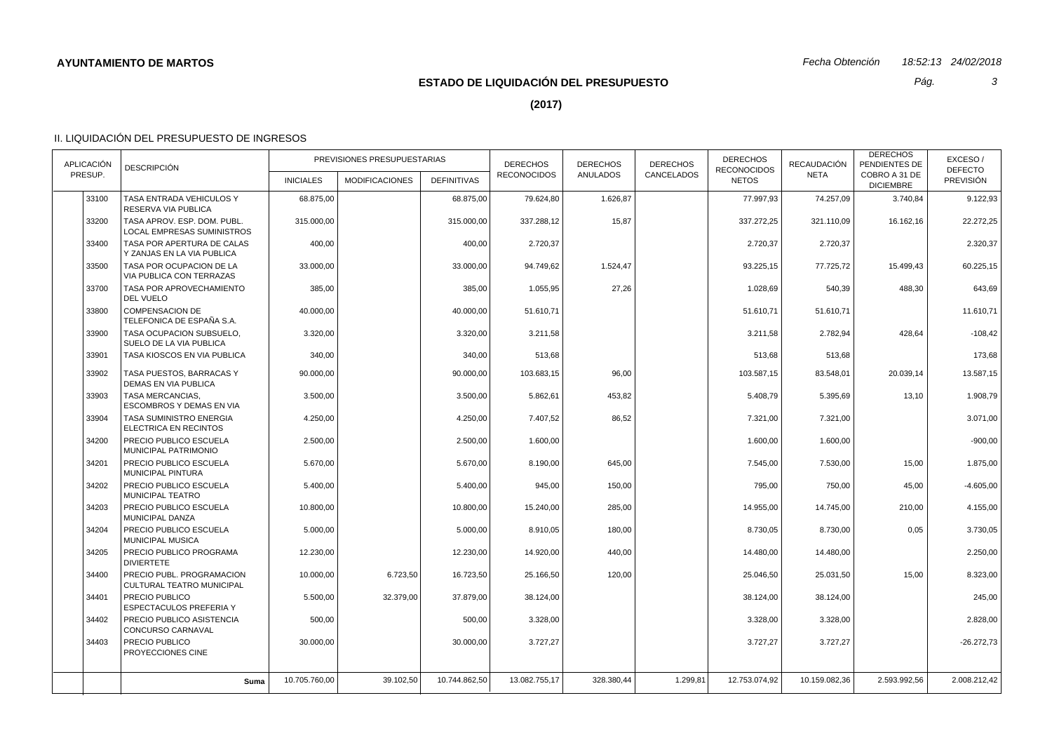**AYUNTAMIENTO DE MARTOS**

*Fecha Obtención 18:52:13 24/02/2018*

## ESTADO DE LIQUIDACIÓN DEL PRESUPUESTO

**(2017)**

### II. LIQUIDACIÓN DEL PRESUPUESTO DE INGRESOS

| APLICACIÓN PRESUP. | DESCRIPCIÓN | PREVISIONES PRESUPUESTARIAS | | | DERECHOS RECONOCIDOS | DERECHOS ANULADOS | DERECHOS CANCELADOS | DERECHOS RECONOCIDOS NETOS | RECAUDACIÓN NETA | DERECHOS PENDIENTES DE COBRO A 31 DE DICIEMBRE | EXCESO / DEFECTO PREVISIÓN |
|---|---|---|---|---|---|---|---|---|---|---|---|
| | | INICIALES | MODIFICACIONES | DEFINITIVAS | | | | | | | |
| 33100 | TASA ENTRADA VEHICULOS Y RESERVA VIA PUBLICA | 68.875,00 | | 68.875,00 | 79.624,80 | 1.626,87 | | 77.997,93 | 74.257,09 | 3.740,84 | 9.122,93 |
| 33200 | TASA APROV. ESP. DOM. PUBL. LOCAL EMPRESAS SUMINISTROS | 315.000,00 | | 315.000,00 | 337.288,12 | 15,87 | | 337.272,25 | 321.110,09 | 16.162,16 | 22.272,25 |
| 33400 | TASA POR APERTURA DE CALAS Y ZANJAS EN LA VIA PUBLICA | 400,00 | | 400,00 | 2.720,37 | | | 2.720,37 | 2.720,37 | | 2.320,37 |
| 33500 | TASA POR OCUPACION DE LA VIA PUBLICA CON TERRAZAS | 33.000,00 | | 33.000,00 | 94.749,62 | 1.524,47 | | 93.225,15 | 77.725,72 | 15.499,43 | 60.225,15 |
| 33700 | TASA POR APROVECHAMIENTO DEL VUELO | 385,00 | | 385,00 | 1.055,95 | 27,26 | | 1.028,69 | 540,39 | 488,30 | 643,69 |
| 33800 | COMPENSACION DE TELEFONICA DE ESPAÑA S.A. | 40.000,00 | | 40.000,00 | 51.610,71 | | | 51.610,71 | 51.610,71 | | 11.610,71 |
| 33900 | TASA OCUPACION SUBSUELO, SUELO DE LA VIA PUBLICA | 3.320,00 | | 3.320,00 | 3.211,58 | | | 3.211,58 | 2.782,94 | 428,64 | -108,42 |
| 33901 | TASA KIOSCOS EN VIA PUBLICA | 340,00 | | 340,00 | 513,68 | | | 513,68 | 513,68 | | 173,68 |
| 33902 | TASA PUESTOS, BARRACAS Y DEMAS EN VIA PUBLICA | 90.000,00 | | 90.000,00 | 103.683,15 | 96,00 | | 103.587,15 | 83.548,01 | 20.039,14 | 13.587,15 |
| 33903 | TASA MERCANCIAS, ESCOMBROS Y DEMAS EN VIA | 3.500,00 | | 3.500,00 | 5.862,61 | 453,82 | | 5.408,79 | 5.395,69 | 13,10 | 1.908,79 |
| 33904 | TASA SUMINISTRO ENERGIA ELECTRICA EN RECINTOS | 4.250,00 | | 4.250,00 | 7.407,52 | 86,52 | | 7.321,00 | 7.321,00 | | 3.071,00 |
| 34200 | PRECIO PUBLICO ESCUELA MUNICIPAL PATRIMONIO | 2.500,00 | | 2.500,00 | 1.600,00 | | | 1.600,00 | 1.600,00 | | -900,00 |
| 34201 | PRECIO PUBLICO ESCUELA MUNICIPAL PINTURA | 5.670,00 | | 5.670,00 | 8.190,00 | 645,00 | | 7.545,00 | 7.530,00 | 15,00 | 1.875,00 |
| 34202 | PRECIO PUBLICO ESCUELA MUNICIPAL TEATRO | 5.400,00 | | 5.400,00 | 945,00 | 150,00 | | 795,00 | 750,00 | 45,00 | -4.605,00 |
| 34203 | PRECIO PUBLICO ESCUELA MUNICIPAL DANZA | 10.800,00 | | 10.800,00 | 15.240,00 | 285,00 | | 14.955,00 | 14.745,00 | 210,00 | 4.155,00 |
| 34204 | PRECIO PUBLICO ESCUELA MUNICIPAL MUSICA | 5.000,00 | | 5.000,00 | 8.910,05 | 180,00 | | 8.730,05 | 8.730,00 | 0,05 | 3.730,05 |
| 34205 | PRECIO PUBLICO PROGRAMA DIVIERTETE | 12.230,00 | | 12.230,00 | 14.920,00 | 440,00 | | 14.480,00 | 14.480,00 | | 2.250,00 |
| 34400 | PRECIO PUBL. PROGRAMACION CULTURAL TEATRO MUNICIPAL | 10.000,00 | 6.723,50 | 16.723,50 | 25.166,50 | 120,00 | | 25.046,50 | 25.031,50 | 15,00 | 8.323,00 |
| 34401 | PRECIO PUBLICO ESPECTACULOS PREFERIA Y | 5.500,00 | 32.379,00 | 37.879,00 | 38.124,00 | | | 38.124,00 | 38.124,00 | | 245,00 |
| 34402 | PRECIO PUBLICO ASISTENCIA CONCURSO CARNAVAL | 500,00 | | 500,00 | 3.328,00 | | | 3.328,00 | 3.328,00 | | 2.828,00 |
| 34403 | PRECIO PUBLICO PROYECCIONES CINE | 30.000,00 | | 30.000,00 | 3.727,27 | | | 3.727,27 | 3.727,27 | | -26.272,73 |
| | **Suma** | 10.705.760,00 | 39.102,50 | 10.744.862,50 | 13.082.755,17 | 328.380,44 | 1.299,81 | 12.753.074,92 | 10.159.082,36 | 2.593.992,56 | 2.008.212,42 |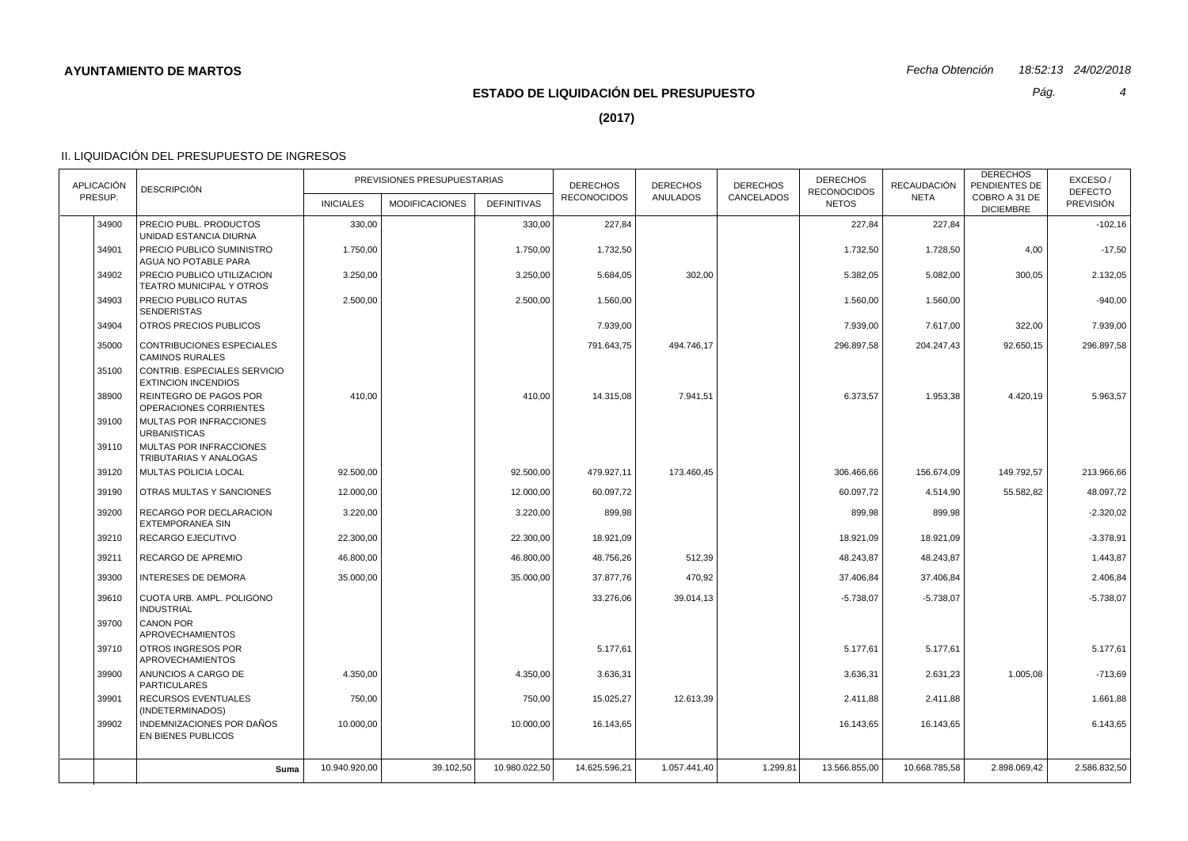**AYUNTAMIENTO DE MARTOS**

*Fecha Obtención 18:52:13 24/02/2018*

## ESTADO DE LIQUIDACIÓN DEL PRESUPUESTO

**(2017)**

### II. LIQUIDACIÓN DEL PRESUPUESTO DE INGRESOS

| APLICACIÓN PRESUP. | DESCRIPCIÓN | PREVISIONES PRESUPUESTARIAS | | | DERECHOS RECONOCIDOS | DERECHOS ANULADOS | DERECHOS CANCELADOS | DERECHOS RECONOCIDOS NETOS | RECAUDACIÓN NETA | DERECHOS PENDIENTES DE COBRO A 31 DE DICIEMBRE | EXCESO / DEFECTO PREVISIÓN |
|---|---|---|---|---|---|---|---|---|---|---|---|
| | | INICIALES | MODIFICACIONES | DEFINITIVAS | | | | | | | |
| 34900 | PRECIO PUBL. PRODUCTOS UNIDAD ESTANCIA DIURNA | 330,00 | | 330,00 | 227,84 | | | 227,84 | 227,84 | | -102,16 |
| 34901 | PRECIO PUBLICO SUMINISTRO AGUA NO POTABLE PARA | 1.750,00 | | 1.750,00 | 1.732,50 | | | 1.732,50 | 1.728,50 | 4,00 | -17,50 |
| 34902 | PRECIO PUBLICO UTILIZACION TEATRO MUNICIPAL Y OTROS | 3.250,00 | | 3.250,00 | 5.684,05 | 302,00 | | 5.382,05 | 5.082,00 | 300,05 | 2.132,05 |
| 34903 | PRECIO PUBLICO RUTAS SENDERISTAS | 2.500,00 | | 2.500,00 | 1.560,00 | | | 1.560,00 | 1.560,00 | | -940,00 |
| 34904 | OTROS PRECIOS PUBLICOS | | | | 7.939,00 | | | 7.939,00 | 7.617,00 | 322,00 | 7.939,00 |
| 35000 | CONTRIBUCIONES ESPECIALES CAMINOS RURALES | | | | 791.643,75 | 494.746,17 | | 296.897,58 | 204.247,43 | 92.650,15 | 296.897,58 |
| 35100 | CONTRIB. ESPECIALES SERVICIO EXTINCION INCENDIOS | | | | | | | | | | |
| 38900 | REINTEGRO DE PAGOS POR OPERACIONES CORRIENTES | 410,00 | | 410,00 | 14.315,08 | 7.941,51 | | 6.373,57 | 1.953,38 | 4.420,19 | 5.963,57 |
| 39100 | MULTAS POR INFRACCIONES URBANISTICAS | | | | | | | | | | |
| 39110 | MULTAS POR INFRACCIONES TRIBUTARIAS Y ANALOGAS | | | | | | | | | | |
| 39120 | MULTAS POLICIA LOCAL | 92.500,00 | | 92.500,00 | 479.927,11 | 173.460,45 | | 306.466,66 | 156.674,09 | 149.792,57 | 213.966,66 |
| 39190 | OTRAS MULTAS Y SANCIONES | 12.000,00 | | 12.000,00 | 60.097,72 | | | 60.097,72 | 4.514,90 | 55.582,82 | 48.097,72 |
| 39200 | RECARGO POR DECLARACION EXTEMPORANEA SIN | 3.220,00 | | 3.220,00 | 899,98 | | | 899,98 | 899,98 | | -2.320,02 |
| 39210 | RECARGO EJECUTIVO | 22.300,00 | | 22.300,00 | 18.921,09 | | | 18.921,09 | 18.921,09 | | -3.378,91 |
| 39211 | RECARGO DE APREMIO | 46.800,00 | | 46.800,00 | 48.756,26 | 512,39 | | 48.243,87 | 48.243,87 | | 1.443,87 |
| 39300 | INTERESES DE DEMORA | 35.000,00 | | 35.000,00 | 37.877,76 | 470,92 | | 37.406,84 | 37.406,84 | | 2.406,84 |
| 39610 | CUOTA URB. AMPL. POLIGONO INDUSTRIAL | | | | 33.276,06 | 39.014,13 | | -5.738,07 | -5.738,07 | | -5.738,07 |
| 39700 | CANON POR APROVECHAMIENTOS | | | | | | | | | | |
| 39710 | OTROS INGRESOS POR APROVECHAMIENTOS | | | | 5.177,61 | | | 5.177,61 | 5.177,61 | | 5.177,61 |
| 39900 | ANUNCIOS A CARGO DE PARTICULARES | 4.350,00 | | 4.350,00 | 3.636,31 | | | 3.636,31 | 2.631,23 | 1.005,08 | -713,69 |
| 39901 | RECURSOS EVENTUALES (INDETERMINADOS) | 750,00 | | 750,00 | 15.025,27 | 12.613,39 | | 2.411,88 | 2.411,88 | | 1.661,88 |
| 39902 | INDEMNIZACIONES POR DAÑOS EN BIENES PUBLICOS | 10.000,00 | | 10.000,00 | 16.143,65 | | | 16.143,65 | 16.143,65 | | 6.143,65 |
| | **Suma** | 10.940.920,00 | 39.102,50 | 10.980.022,50 | 14.625.596,21 | 1.057.441,40 | 1.299,81 | 13.566.855,00 | 10.668.785,58 | 2.898.069,42 | 2.586.832,50 |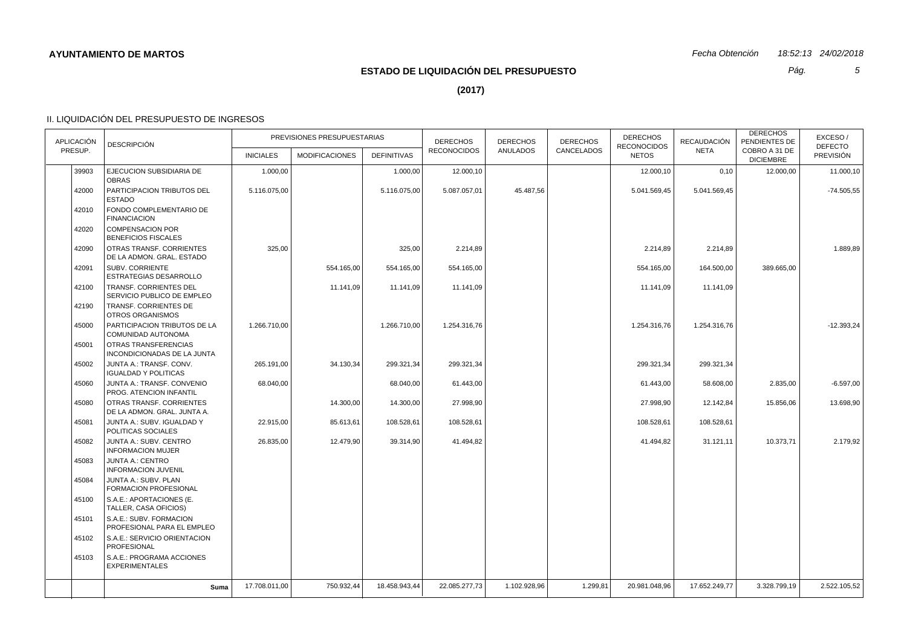**AYUNTAMIENTO DE MARTOS**

*Fecha Obtención 18:52:13 24/02/2018*

## ESTADO DE LIQUIDACIÓN DEL PRESUPUESTO

**(2017)**

### II. LIQUIDACIÓN DEL PRESUPUESTO DE INGRESOS

| APLICACIÓN PRESUP. | DESCRIPCIÓN | PREVISIONES PRESUPUESTARIAS | | | DERECHOS RECONOCIDOS | DERECHOS ANULADOS | DERECHOS CANCELADOS | DERECHOS RECONOCIDOS NETOS | RECAUDACIÓN NETA | DERECHOS PENDIENTES DE COBRO A 31 DE DICIEMBRE | EXCESO / DEFECTO PREVISIÓN |
|---|---|---|---|---|---|---|---|---|---|---|---|
| | | INICIALES | MODIFICACIONES | DEFINITIVAS | | | | | | | |
| 39903 | EJECUCION SUBSIDIARIA DE OBRAS | 1.000,00 | | 1.000,00 | 12.000,10 | | | 12.000,10 | 0,10 | 12.000,00 | 11.000,10 |
| 42000 | PARTICIPACION TRIBUTOS DEL ESTADO | 5.116.075,00 | | 5.116.075,00 | 5.087.057,01 | 45.487,56 | | 5.041.569,45 | 5.041.569,45 | | -74.505,55 |
| 42010 | FONDO COMPLEMENTARIO DE FINANCIACION | | | | | | | | | | |
| 42020 | COMPENSACION POR BENEFICIOS FISCALES | | | | | | | | | | |
| 42090 | OTRAS TRANSF. CORRIENTES DE LA ADMON. GRAL. ESTADO | 325,00 | | 325,00 | 2.214,89 | | | 2.214,89 | 2.214,89 | | 1.889,89 |
| 42091 | SUBV. CORRIENTE ESTRATEGIAS DESARROLLO | | 554.165,00 | 554.165,00 | 554.165,00 | | | 554.165,00 | 164.500,00 | 389.665,00 | |
| 42100 | TRANSF. CORRIENTES DEL SERVICIO PUBLICO DE EMPLEO | | 11.141,09 | 11.141,09 | 11.141,09 | | | 11.141,09 | 11.141,09 | | |
| 42190 | TRANSF. CORRIENTES DE OTROS ORGANISMOS | | | | | | | | | | |
| 45000 | PARTICIPACION TRIBUTOS DE LA COMUNIDAD AUTONOMA | 1.266.710,00 | | 1.266.710,00 | 1.254.316,76 | | | 1.254.316,76 | 1.254.316,76 | | -12.393,24 |
| 45001 | OTRAS TRANSFERENCIAS INCONDICIONADAS DE LA JUNTA | | | | | | | | | | |
| 45002 | JUNTA A.: TRANSF. CONV. IGUALDAD Y POLITICAS | 265.191,00 | 34.130,34 | 299.321,34 | 299.321,34 | | | 299.321,34 | 299.321,34 | | |
| 45060 | JUNTA A.: TRANSF. CONVENIO PROG. ATENCION INFANTIL | 68.040,00 | | 68.040,00 | 61.443,00 | | | 61.443,00 | 58.608,00 | 2.835,00 | -6.597,00 |
| 45080 | OTRAS TRANSF. CORRIENTES DE LA ADMON. GRAL. JUNTA A. | | 14.300,00 | 14.300,00 | 27.998,90 | | | 27.998,90 | 12.142,84 | 15.856,06 | 13.698,90 |
| 45081 | JUNTA A.: SUBV. IGUALDAD Y POLITICAS SOCIALES | 22.915,00 | 85.613,61 | 108.528,61 | 108.528,61 | | | 108.528,61 | 108.528,61 | | |
| 45082 | JUNTA A.: SUBV. CENTRO INFORMACION MUJER | 26.835,00 | 12.479,90 | 39.314,90 | 41.494,82 | | | 41.494,82 | 31.121,11 | 10.373,71 | 2.179,92 |
| 45083 | JUNTA A.: CENTRO INFORMACION JUVENIL | | | | | | | | | | |
| 45084 | JUNTA A.: SUBV. PLAN FORMACION PROFESIONAL | | | | | | | | | | |
| 45100 | S.A.E.: APORTACIONES (E. TALLER, CASA OFICIOS) | | | | | | | | | | |
| 45101 | S.A.E.: SUBV. FORMACION PROFESIONAL PARA EL EMPLEO | | | | | | | | | | |
| 45102 | S.A.E.: SERVICIO ORIENTACION PROFESIONAL | | | | | | | | | | |
| 45103 | S.A.E.: PROGRAMA ACCIONES EXPERIMENTALES | | | | | | | | | | |
| | **Suma** | 17.708.011,00 | 750.932,44 | 18.458.943,44 | 22.085.277,73 | 1.102.928,96 | 1.299,81 | 20.981.048,96 | 17.652.249,77 | 3.328.799,19 | 2.522.105,52 |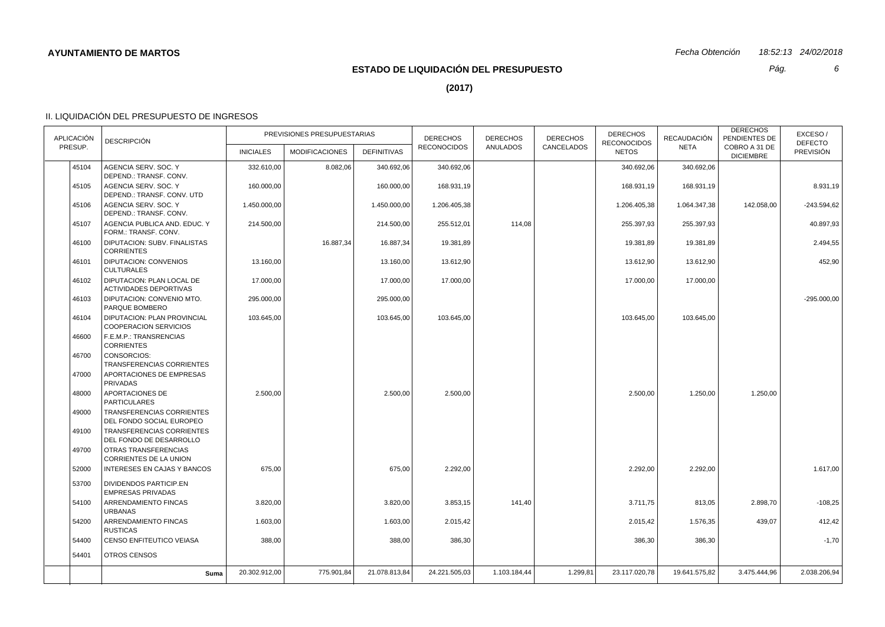**AYUNTAMIENTO DE MARTOS**

*Fecha Obtención 18:52:13 24/02/2018*

## ESTADO DE LIQUIDACIÓN DEL PRESUPUESTO

**(2017)**

### II. LIQUIDACIÓN DEL PRESUPUESTO DE INGRESOS

| APLICACIÓN PRESUP. | DESCRIPCIÓN | PREVISIONES PRESUPUESTARIAS INICIALES | MODIFICACIONES | DEFINITIVAS | DERECHOS RECONOCIDOS | DERECHOS ANULADOS | DERECHOS CANCELADOS | DERECHOS RECONOCIDOS NETOS | RECAUDACIÓN NETA | DERECHOS PENDIENTES DE COBRO A 31 DE DICIEMBRE | EXCESO / DEFECTO PREVISIÓN |
|---|---|---|---|---|---|---|---|---|---|---|---|
| 45104 | AGENCIA SERV. SOC. Y DEPEND.: TRANSF. CONV. | 332.610,00 | 8.082,06 | 340.692,06 | 340.692,06 | | | 340.692,06 | 340.692,06 | | |
| 45105 | AGENCIA SERV. SOC. Y DEPEND.: TRANSF. CONV. UTD | 160.000,00 | | 160.000,00 | 168.931,19 | | | 168.931,19 | 168.931,19 | | 8.931,19 |
| 45106 | AGENCIA SERV. SOC. Y DEPEND.: TRANSF. CONV. | 1.450.000,00 | | 1.450.000,00 | 1.206.405,38 | | | 1.206.405,38 | 1.064.347,38 | 142.058,00 | -243.594,62 |
| 45107 | AGENCIA PUBLICA AND. EDUC. Y FORM.: TRANSF. CONV. | 214.500,00 | | 214.500,00 | 255.512,01 | 114,08 | | 255.397,93 | 255.397,93 | | 40.897,93 |
| 46100 | DIPUTACION: SUBV. FINALISTAS CORRIENTES | | 16.887,34 | 16.887,34 | 19.381,89 | | | 19.381,89 | 19.381,89 | | 2.494,55 |
| 46101 | DIPUTACION: CONVENIOS CULTURALES | 13.160,00 | | 13.160,00 | 13.612,90 | | | 13.612,90 | 13.612,90 | | 452,90 |
| 46102 | DIPUTACION: PLAN LOCAL DE ACTIVIDADES DEPORTIVAS | 17.000,00 | | 17.000,00 | 17.000,00 | | | 17.000,00 | 17.000,00 | | |
| 46103 | DIPUTACION: CONVENIO MTO. PARQUE BOMBERO | 295.000,00 | | 295.000,00 | | | | | | | -295.000,00 |
| 46104 | DIPUTACION: PLAN PROVINCIAL COOPERACION SERVICIOS | 103.645,00 | | 103.645,00 | 103.645,00 | | | 103.645,00 | 103.645,00 | | |
| 46600 | F.E.M.P.: TRANSRENCIAS CORRIENTES | | | | | | | | | | |
| 46700 | CONSORCIOS: TRANSFERENCIAS CORRIENTES | | | | | | | | | | |
| 47000 | APORTACIONES DE EMPRESAS PRIVADAS | | | | | | | | | | |
| 48000 | APORTACIONES DE PARTICULARES | 2.500,00 | | 2.500,00 | 2.500,00 | | | 2.500,00 | 1.250,00 | 1.250,00 | |
| 49000 | TRANSFERENCIAS CORRIENTES DEL FONDO SOCIAL EUROPEO | | | | | | | | | | |
| 49100 | TRANSFERENCIAS CORRIENTES DEL FONDO DE DESARROLLO | | | | | | | | | | |
| 49700 | OTRAS TRANSFERENCIAS CORRIENTES DE LA UNION | | | | | | | | | | |
| 52000 | INTERESES EN CAJAS Y BANCOS | 675,00 | | 675,00 | 2.292,00 | | | 2.292,00 | 2.292,00 | | 1.617,00 |
| 53700 | DIVIDENDOS PARTICIP.EN EMPRESAS PRIVADAS | | | | | | | | | | |
| 54100 | ARRENDAMIENTO FINCAS URBANAS | 3.820,00 | | 3.820,00 | 3.853,15 | 141,40 | | 3.711,75 | 813,05 | 2.898,70 | -108,25 |
| 54200 | ARRENDAMIENTO FINCAS RUSTICAS | 1.603,00 | | 1.603,00 | 2.015,42 | | | 2.015,42 | 1.576,35 | 439,07 | 412,42 |
| 54400 | CENSO ENFITEUTICO VEIASA | 388,00 | | 388,00 | 386,30 | | | 386,30 | 386,30 | | -1,70 |
| 54401 | OTROS CENSOS | | | | | | | | | | |
| | **Suma** | 20.302.912,00 | 775.901,84 | 21.078.813,84 | 24.221.505,03 | 1.103.184,44 | 1.299,81 | 23.117.020,78 | 19.641.575,82 | 3.475.444,96 | 2.038.206,94 |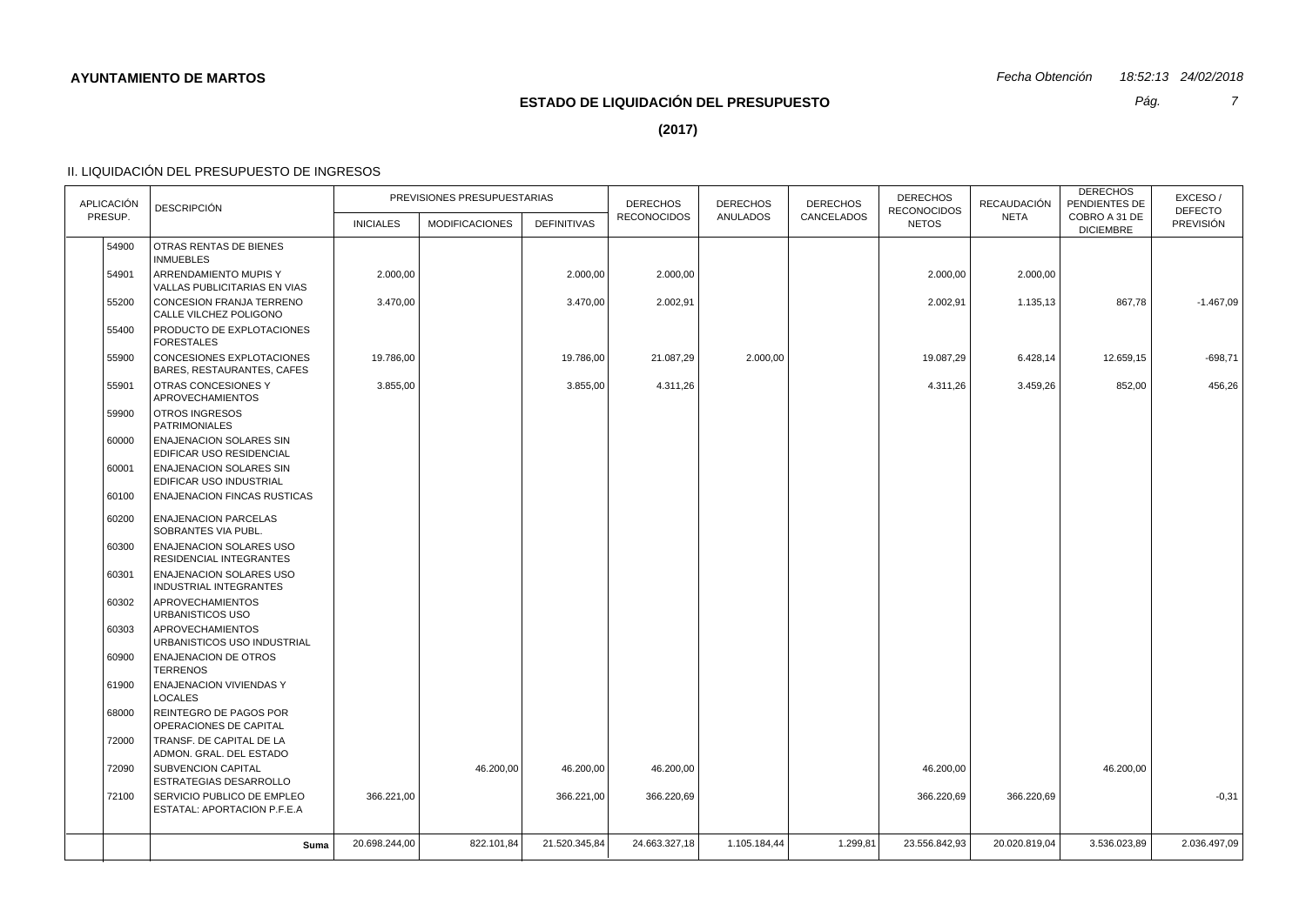**AYUNTAMIENTO DE MARTOS**

*Fecha Obtención* *18:52:13 24/02/2018*

## ESTADO DE LIQUIDACIÓN DEL PRESUPUESTO

**(2017)**

II. LIQUIDACIÓN DEL PRESUPUESTO DE INGRESOS

| APLICACIÓN PRESUP. | | DESCRIPCIÓN | PREVISIONES PRESUPUESTARIAS | | | DERECHOS RECONOCIDOS | DERECHOS ANULADOS | DERECHOS CANCELADOS | DERECHOS RECONOCIDOS NETOS | RECAUDACIÓN NETA | DERECHOS PENDIENTES DE COBRO A 31 DE DICIEMBRE | EXCESO / DEFECTO PREVISIÓN |
|---|---|---|---|---|---|---|---|---|---|---|---|---|
| | | | INICIALES | MODIFICACIONES | DEFINITIVAS | | | | | | | |
| | 54900 | OTRAS RENTAS DE BIENES INMUEBLES | | | | | | | | | | |
| | 54901 | ARRENDAMIENTO MUPIS Y VALLAS PUBLICITARIAS EN VIAS | 2.000,00 | | 2.000,00 | 2.000,00 | | | 2.000,00 | 2.000,00 | | |
| | 55200 | CONCESION FRANJA TERRENO CALLE VILCHEZ POLIGONO | 3.470,00 | | 3.470,00 | 2.002,91 | | | 2.002,91 | 1.135,13 | 867,78 | -1.467,09 |
| | 55400 | PRODUCTO DE EXPLOTACIONES FORESTALES | | | | | | | | | | |
| | 55900 | CONCESIONES EXPLOTACIONES BARES, RESTAURANTES, CAFES | 19.786,00 | | 19.786,00 | 21.087,29 | 2.000,00 | | 19.087,29 | 6.428,14 | 12.659,15 | -698,71 |
| | 55901 | OTRAS CONCESIONES Y APROVECHAMIENTOS | 3.855,00 | | 3.855,00 | 4.311,26 | | | 4.311,26 | 3.459,26 | 852,00 | 456,26 |
| | 59900 | OTROS INGRESOS PATRIMONIALES | | | | | | | | | | |
| | 60000 | ENAJENACION SOLARES SIN EDIFICAR USO RESIDENCIAL | | | | | | | | | | |
| | 60001 | ENAJENACION SOLARES SIN EDIFICAR USO INDUSTRIAL | | | | | | | | | | |
| | 60100 | ENAJENACION FINCAS RUSTICAS | | | | | | | | | | |
| | 60200 | ENAJENACION PARCELAS SOBRANTES VIA PUBL. | | | | | | | | | | |
| | 60300 | ENAJENACION SOLARES USO RESIDENCIAL INTEGRANTES | | | | | | | | | | |
| | 60301 | ENAJENACION SOLARES USO INDUSTRIAL INTEGRANTES | | | | | | | | | | |
| | 60302 | APROVECHAMIENTOS URBANISTICOS USO | | | | | | | | | | |
| | 60303 | APROVECHAMIENTOS URBANISTICOS USO INDUSTRIAL | | | | | | | | | | |
| | 60900 | ENAJENACION DE OTROS TERRENOS | | | | | | | | | | |
| | 61900 | ENAJENACION VIVIENDAS Y LOCALES | | | | | | | | | | |
| | 68000 | REINTEGRO DE PAGOS POR OPERACIONES DE CAPITAL | | | | | | | | | | |
| | 72000 | TRANSF. DE CAPITAL DE LA ADMON. GRAL. DEL ESTADO | | | | | | | | | | |
| | 72090 | SUBVENCION CAPITAL ESTRATEGIAS DESARROLLO | | 46.200,00 | 46.200,00 | 46.200,00 | | | 46.200,00 | | 46.200,00 | |
| | 72100 | SERVICIO PUBLICO DE EMPLEO ESTATAL: APORTACION P.F.E.A | 366.221,00 | | 366.221,00 | 366.220,69 | | | 366.220,69 | 366.220,69 | | -0,31 |
| | | **Suma** | 20.698.244,00 | 822.101,84 | 21.520.345,84 | 24.663.327,18 | 1.105.184,44 | 1.299,81 | 23.556.842,93 | 20.020.819,04 | 3.536.023,89 | 2.036.497,09 |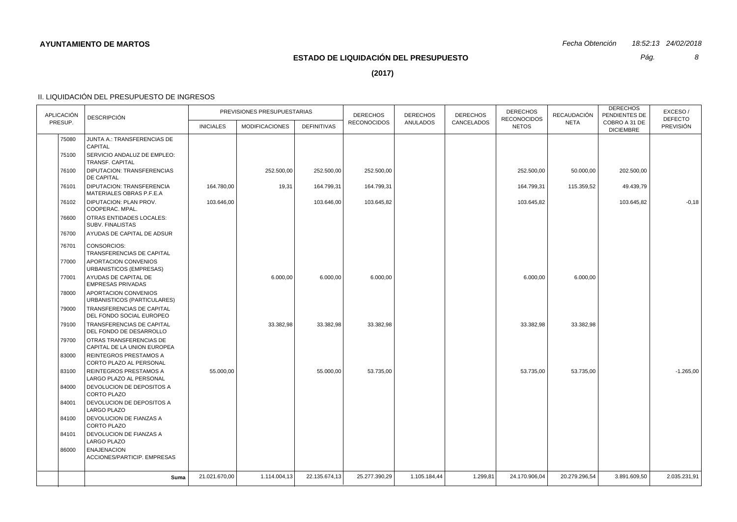**AYUNTAMIENTO DE MARTOS**

*Fecha Obtención 18:52:13 24/02/2018*

## ESTADO DE LIQUIDACIÓN DEL PRESUPUESTO

**(2017)**

II. LIQUIDACIÓN DEL PRESUPUESTO DE INGRESOS

| APLICACIÓN PRESUP. | | DESCRIPCIÓN | PREVISIONES PRESUPUESTARIAS | | | DERECHOS RECONOCIDOS | DERECHOS ANULADOS | DERECHOS CANCELADOS | DERECHOS RECONOCIDOS NETOS | RECAUDACIÓN NETA | DERECHOS PENDIENTES DE COBRO A 31 DE DICIEMBRE | EXCESO / DEFECTO PREVISIÓN |
|---|---|---|---|---|---|---|---|---|---|---|---|---|
| | | | INICIALES | MODIFICACIONES | DEFINITIVAS | | | | | | | |
| | 75080 | JUNTA A.: TRANSFERENCIAS DE CAPITAL | | | | | | | | | | |
| | 75100 | SERVICIO ANDALUZ DE EMPLEO: TRANSF. CAPITAL | | | | | | | | | | |
| | 76100 | DIPUTACION: TRANSFERENCIAS DE CAPITAL | | 252.500,00 | 252.500,00 | 252.500,00 | | | 252.500,00 | 50.000,00 | 202.500,00 | |
| | 76101 | DIPUTACION: TRANSFERENCIA MATERIALES OBRAS P.F.E.A | 164.780,00 | 19,31 | 164.799,31 | 164.799,31 | | | 164.799,31 | 115.359,52 | 49.439,79 | |
| | 76102 | DIPUTACION: PLAN PROV. COOPERAC. MPAL. | 103.646,00 | | 103.646,00 | 103.645,82 | | | 103.645,82 | | 103.645,82 | -0,18 |
| | 76600 | OTRAS ENTIDADES LOCALES: SUBV. FINALISTAS | | | | | | | | | | |
| | 76700 | AYUDAS DE CAPITAL DE ADSUR | | | | | | | | | | |
| | 76701 | CONSORCIOS: TRANSFERENCIAS DE CAPITAL | | | | | | | | | | |
| | 77000 | APORTACION CONVENIOS URBANISTICOS (EMPRESAS) | | | | | | | | | | |
| | 77001 | AYUDAS DE CAPITAL DE EMPRESAS PRIVADAS | | 6.000,00 | 6.000,00 | 6.000,00 | | | 6.000,00 | 6.000,00 | | |
| | 78000 | APORTACION CONVENIOS URBANISTICOS (PARTICULARES) | | | | | | | | | | |
| | 79000 | TRANSFERENCIAS DE CAPITAL DEL FONDO SOCIAL EUROPEO | | | | | | | | | | |
| | 79100 | TRANSFERENCIAS DE CAPITAL DEL FONDO DE DESARROLLO | | 33.382,98 | 33.382,98 | 33.382,98 | | | 33.382,98 | 33.382,98 | | |
| | 79700 | OTRAS TRANSFERENCIAS DE CAPITAL DE LA UNION EUROPEA | | | | | | | | | | |
| | 83000 | REINTEGROS PRESTAMOS A CORTO PLAZO AL PERSONAL | | | | | | | | | | |
| | 83100 | REINTEGROS PRESTAMOS A LARGO PLAZO AL PERSONAL | 55.000,00 | | 55.000,00 | 53.735,00 | | | 53.735,00 | 53.735,00 | | -1.265,00 |
| | 84000 | DEVOLUCION DE DEPOSITOS A CORTO PLAZO | | | | | | | | | | |
| | 84001 | DEVOLUCION DE DEPOSITOS A LARGO PLAZO | | | | | | | | | | |
| | 84100 | DEVOLUCION DE FIANZAS A CORTO PLAZO | | | | | | | | | | |
| | 84101 | DEVOLUCION DE FIANZAS A LARGO PLAZO | | | | | | | | | | |
| | 86000 | ENAJENACION ACCIONES/PARTICIP. EMPRESAS | | | | | | | | | | |
| | | **Suma** | 21.021.670,00 | 1.114.004,13 | 22.135.674,13 | 25.277.390,29 | 1.105.184,44 | 1.299,81 | 24.170.906,04 | 20.279.296,54 | 3.891.609,50 | 2.035.231,91 |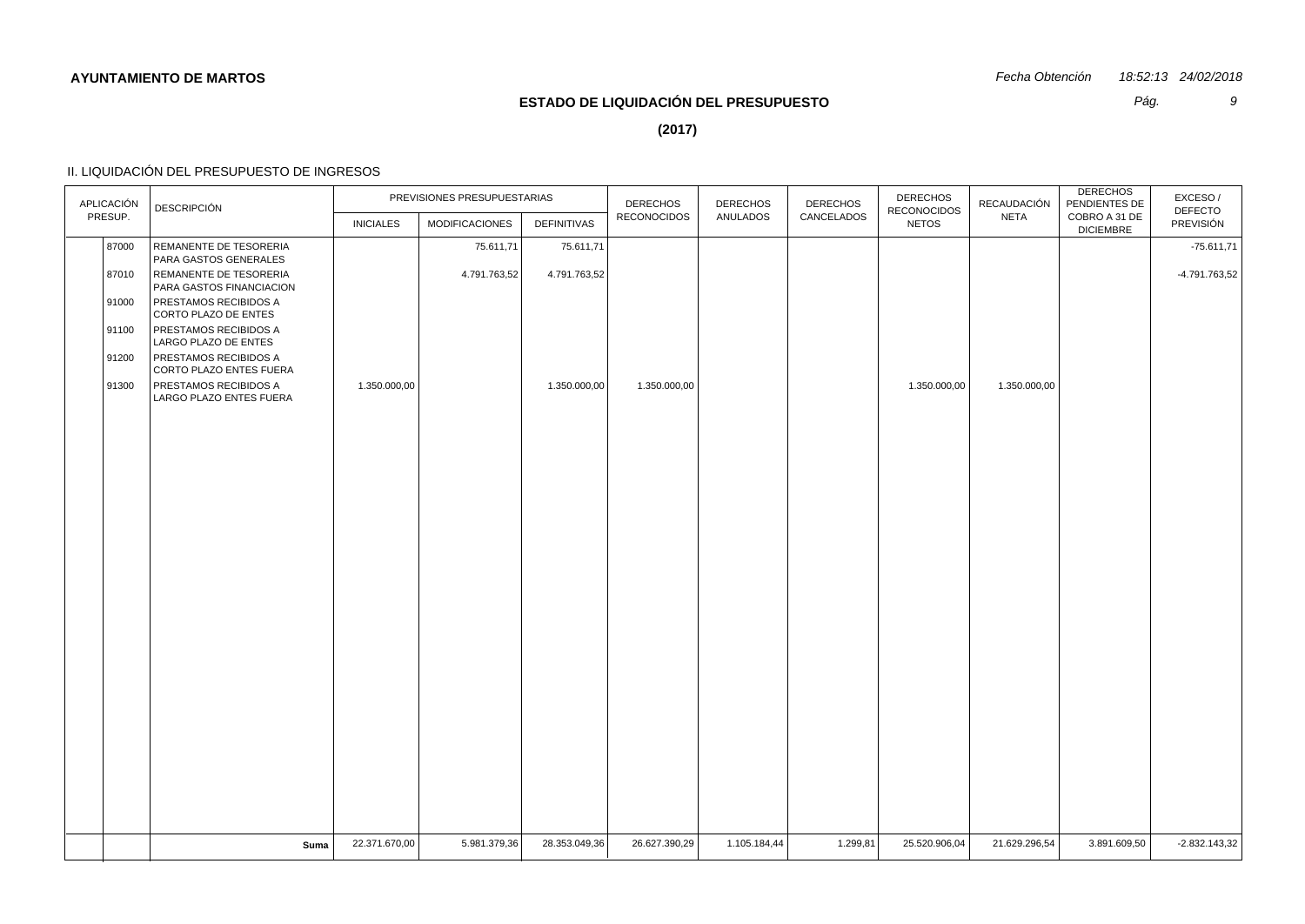**AYUNTAMIENTO DE MARTOS**

*Fecha Obtención 18:52:13 24/02/2018*

## ESTADO DE LIQUIDACIÓN DEL PRESUPUESTO

**(2017)**

II. LIQUIDACIÓN DEL PRESUPUESTO DE INGRESOS

| APLICACIÓN PRESUP. | | DESCRIPCIÓN | PREVISIONES PRESUPUESTARIAS | | | DERECHOS RECONOCIDOS | DERECHOS ANULADOS | DERECHOS CANCELADOS | DERECHOS RECONOCIDOS NETOS | RECAUDACIÓN NETA | DERECHOS PENDIENTES DE COBRO A 31 DE DICIEMBRE | EXCESO / DEFECTO PREVISIÓN |
|---|---|---|---|---|---|---|---|---|---|---|---|---|
| | | | INICIALES | MODIFICACIONES | DEFINITIVAS | | | | | | | |
| | 87000 | REMANENTE DE TESORERIA PARA GASTOS GENERALES | | 75.611,71 | 75.611,71 | | | | | | | -75.611,71 |
| | 87010 | REMANENTE DE TESORERIA PARA GASTOS FINANCIACION | | 4.791.763,52 | 4.791.763,52 | | | | | | | -4.791.763,52 |
| | 91000 | PRESTAMOS RECIBIDOS A CORTO PLAZO DE ENTES | | | | | | | | | | |
| | 91100 | PRESTAMOS RECIBIDOS A LARGO PLAZO DE ENTES | | | | | | | | | | |
| | 91200 | PRESTAMOS RECIBIDOS A CORTO PLAZO ENTES FUERA | | | | | | | | | | |
| | 91300 | PRESTAMOS RECIBIDOS A LARGO PLAZO ENTES FUERA | 1.350.000,00 | | 1.350.000,00 | 1.350.000,00 | | | 1.350.000,00 | 1.350.000,00 | | |
| | | **Suma** | 22.371.670,00 | 5.981.379,36 | 28.353.049,36 | 26.627.390,29 | 1.105.184,44 | 1.299,81 | 25.520.906,04 | 21.629.296,54 | 3.891.609,50 | -2.832.143,32 |